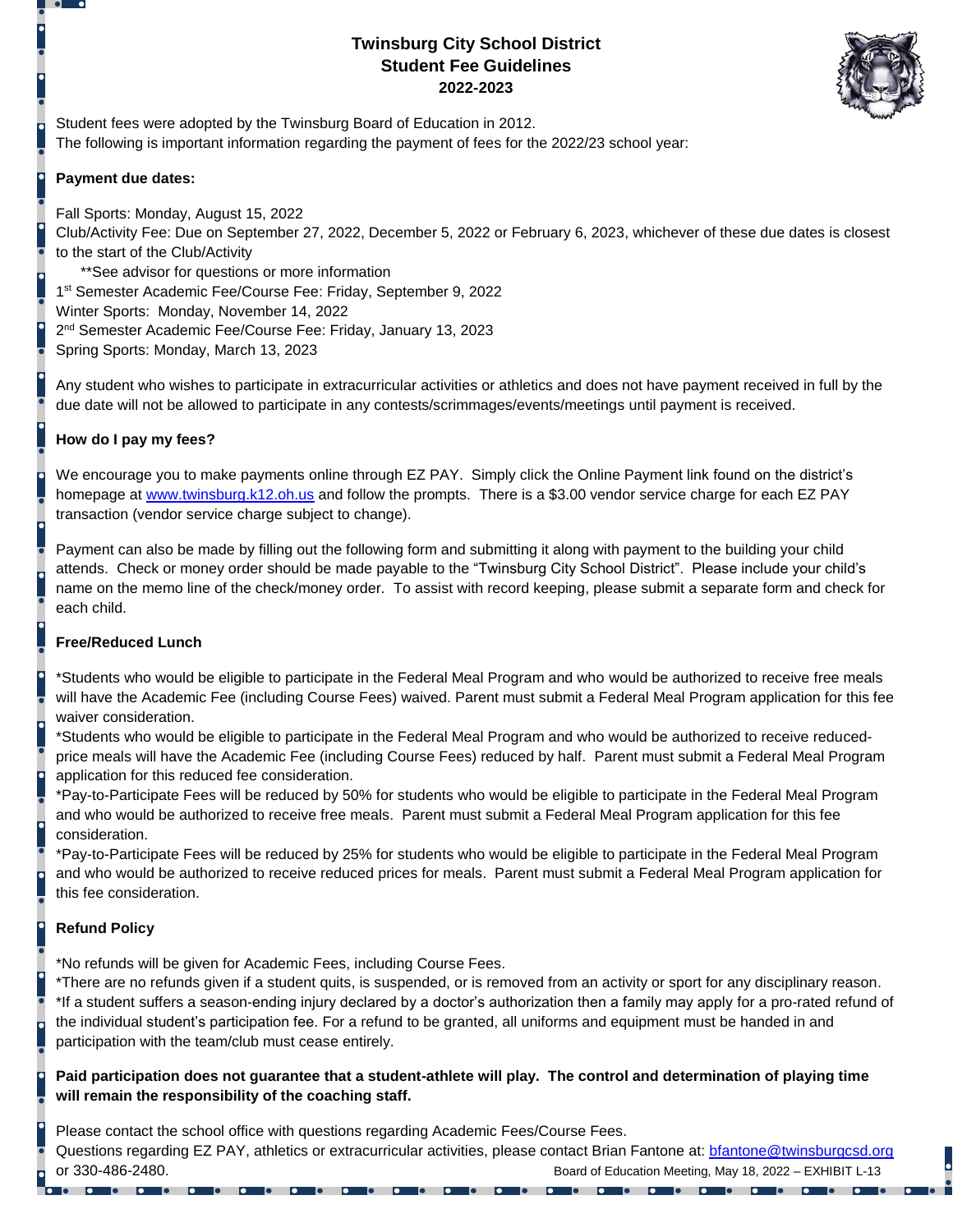# Twinsburg City School District
## Student Fee Guidelines
## 2022-2023

Student fees were adopted by the Twinsburg Board of Education in 2012.
The following is important information regarding the payment of fees for the 2022/23 school year:

**Payment due dates:**

Fall Sports: Monday, August 15, 2022
Club/Activity Fee: Due on September 27, 2022, December 5, 2022 or February 6, 2023, whichever of these due dates is closest to the start of the Club/Activity
  **See advisor for questions or more information
1st Semester Academic Fee/Course Fee: Friday, September 9, 2022
Winter Sports: Monday, November 14, 2022
2nd Semester Academic Fee/Course Fee: Friday, January 13, 2023
Spring Sports: Monday, March 13, 2023

Any student who wishes to participate in extracurricular activities or athletics and does not have payment received in full by the due date will not be allowed to participate in any contests/scrimmages/events/meetings until payment is received.

**How do I pay my fees?**

We encourage you to make payments online through EZ PAY. Simply click the Online Payment link found on the district's homepage at www.twinsburg.k12.oh.us and follow the prompts. There is a $3.00 vendor service charge for each EZ PAY transaction (vendor service charge subject to change).

Payment can also be made by filling out the following form and submitting it along with payment to the building your child attends. Check or money order should be made payable to the "Twinsburg City School District". Please include your child's name on the memo line of the check/money order. To assist with record keeping, please submit a separate form and check for each child.

**Free/Reduced Lunch**

*Students who would be eligible to participate in the Federal Meal Program and who would be authorized to receive free meals will have the Academic Fee (including Course Fees) waived. Parent must submit a Federal Meal Program application for this fee waiver consideration.
*Students who would be eligible to participate in the Federal Meal Program and who would be authorized to receive reduced-price meals will have the Academic Fee (including Course Fees) reduced by half. Parent must submit a Federal Meal Program application for this reduced fee consideration.
*Pay-to-Participate Fees will be reduced by 50% for students who would be eligible to participate in the Federal Meal Program and who would be authorized to receive free meals. Parent must submit a Federal Meal Program application for this fee consideration.
*Pay-to-Participate Fees will be reduced by 25% for students who would be eligible to participate in the Federal Meal Program and who would be authorized to receive reduced prices for meals. Parent must submit a Federal Meal Program application for this fee consideration.

**Refund Policy**

*No refunds will be given for Academic Fees, including Course Fees.
*There are no refunds given if a student quits, is suspended, or is removed from an activity or sport for any disciplinary reason.
*If a student suffers a season-ending injury declared by a doctor's authorization then a family may apply for a pro-rated refund of the individual student's participation fee. For a refund to be granted, all uniforms and equipment must be handed in and participation with the team/club must cease entirely.

**Paid participation does not guarantee that a student-athlete will play. The control and determination of playing time will remain the responsibility of the coaching staff.**

Please contact the school office with questions regarding Academic Fees/Course Fees.
Questions regarding EZ PAY, athletics or extracurricular activities, please contact Brian Fantone at: bfantone@twinsburgcsd.org or 330-486-2480.

Board of Education Meeting, May 18, 2022 – EXHIBIT L-13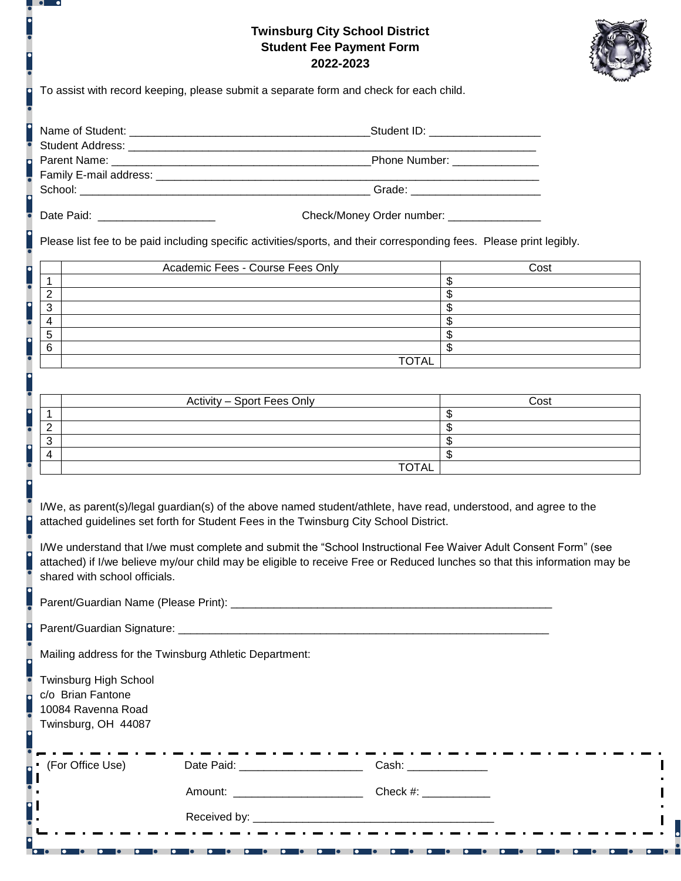# Twinsburg City School District
## Student Fee Payment Form
## 2022-2023

To assist with record keeping, please submit a separate form and check for each child.

Name of Student: ______________________________________Student ID: _________________
Student Address: _________________________________________________________________
Parent Name: ________________________________________Phone Number: _____________
Family E-mail address: ____________________________________________________________
School: ______________________________________________ Grade: ____________________

Date Paid: __________________ Check/Money Order number: ______________

Please list fee to be paid including specific activities/sports, and their corresponding fees. Please print legibly.

| | Academic Fees - Course Fees Only | Cost |
|---|---|---|
| 1 | | $ |
| 2 | | $ |
| 3 | | $ |
| 4 | | $ |
| 5 | | $ |
| 6 | | $ |
| | TOTAL | |

| | Activity – Sport Fees Only | Cost |
|---|---|---|
| 1 | | $ |
| 2 | | $ |
| 3 | | $ |
| 4 | | $ |
| | TOTAL | |

I/We, as parent(s)/legal guardian(s) of the above named student/athlete, have read, understood, and agree to the attached guidelines set forth for Student Fees in the Twinsburg City School District.

I/We understand that I/we must complete and submit the "School Instructional Fee Waiver Adult Consent Form" (see attached) if I/we believe my/our child may be eligible to receive Free or Reduced lunches so that this information may be shared with school officials.

Parent/Guardian Name (Please Print): ___________________________________________________

Parent/Guardian Signature: ________________________________________________________

Mailing address for the Twinsburg Athletic Department:

Twinsburg High School
c/o Brian Fantone
10084 Ravenna Road
Twinsburg, OH 44087

(For Office Use) Date Paid: ___________________ Cash: ____________

Amount: ____________________ Check #: __________

Received by: _____________________________________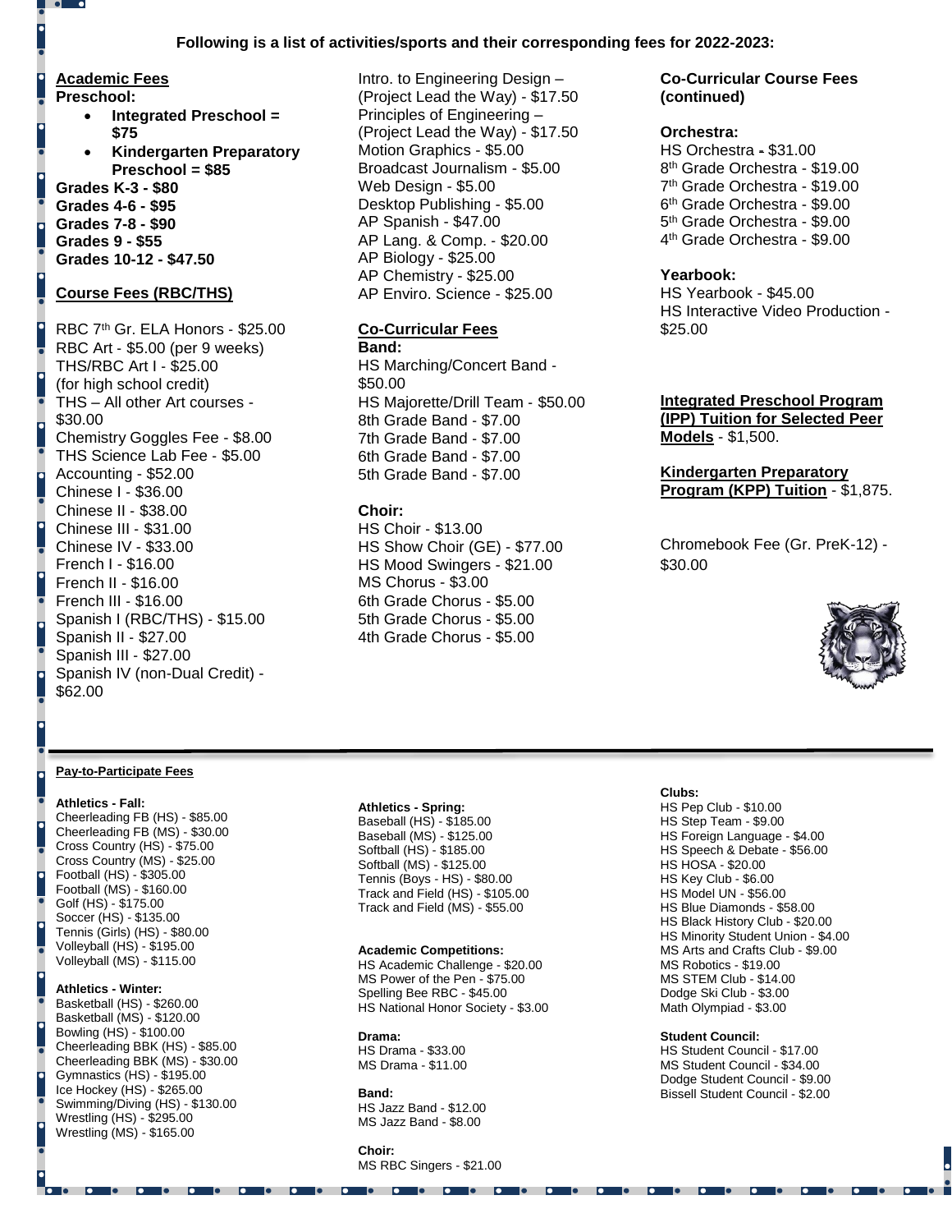**Following is a list of activities/sports and their corresponding fees for 2022-2023:**

## Academic Fees

**Preschool:**

- **Integrated Preschool = $75**
- **Kindergarten Preparatory Preschool = $85**

**Grades K-3 - $80**
**Grades 4-6 - $95**
**Grades 7-8 - $90**
**Grades 9 - $55**
**Grades 10-12 - $47.50**

## Course Fees (RBC/THS)

RBC 7th Gr. ELA Honors - $25.00
RBC Art - $5.00 (per 9 weeks)
THS/RBC Art I - $25.00 (for high school credit)
THS – All other Art courses - $30.00
Chemistry Goggles Fee - $8.00
THS Science Lab Fee - $5.00
Accounting - $52.00
Chinese I - $36.00
Chinese II - $38.00
Chinese III - $31.00
Chinese IV - $33.00
French I - $16.00
French II - $16.00
French III - $16.00
Spanish I (RBC/THS) - $15.00
Spanish II - $27.00
Spanish III - $27.00
Spanish IV (non-Dual Credit) - $62.00
Intro. to Engineering Design – (Project Lead the Way) - $17.50
Principles of Engineering – (Project Lead the Way) - $17.50
Motion Graphics - $5.00
Broadcast Journalism - $5.00
Web Design - $5.00
Desktop Publishing - $5.00
AP Spanish - $47.00
AP Lang. & Comp. - $20.00
AP Biology - $25.00
AP Chemistry - $25.00
AP Enviro. Science - $25.00

## Co-Curricular Fees

**Band:**
HS Marching/Concert Band - $50.00
HS Majorette/Drill Team - $50.00
8th Grade Band - $7.00
7th Grade Band - $7.00
6th Grade Band - $7.00
5th Grade Band - $7.00

**Choir:**
HS Choir - $13.00
HS Show Choir (GE) - $77.00
HS Mood Swingers - $21.00
MS Chorus - $3.00
6th Grade Chorus - $5.00
5th Grade Chorus - $5.00
4th Grade Chorus - $5.00

**Co-Curricular Course Fees (continued)**

**Orchestra:**
HS Orchestra - $31.00
8th Grade Orchestra - $19.00
7th Grade Orchestra - $19.00
6th Grade Orchestra - $9.00
5th Grade Orchestra - $9.00
4th Grade Orchestra - $9.00

**Yearbook:**
HS Yearbook - $45.00
HS Interactive Video Production - $25.00

**Integrated Preschool Program (IPP) Tuition for Selected Peer Models** - $1,500.

**Kindergarten Preparatory Program (KPP) Tuition** - $1,875.

Chromebook Fee (Gr. PreK-12) - $30.00

## Pay-to-Participate Fees

**Athletics - Fall:**
Cheerleading FB (HS) - $85.00
Cheerleading FB (MS) - $30.00
Cross Country (HS) - $75.00
Cross Country (MS) - $25.00
Football (HS) - $305.00
Football (MS) - $160.00
Golf (HS) - $175.00
Soccer (HS) - $135.00
Tennis (Girls) (HS) - $80.00
Volleyball (HS) - $195.00
Volleyball (MS) - $115.00

**Athletics - Winter:**
Basketball (HS) - $260.00
Basketball (MS) - $120.00
Bowling (HS) - $100.00
Cheerleading BBK (HS) - $85.00
Cheerleading BBK (MS) - $30.00
Gymnastics (HS) - $195.00
Ice Hockey (HS) - $265.00
Swimming/Diving (HS) - $130.00
Wrestling (HS) - $295.00
Wrestling (MS) - $165.00

**Athletics - Spring:**
Baseball (HS) - $185.00
Baseball (MS) - $125.00
Softball (HS) - $185.00
Softball (MS) - $125.00
Tennis (Boys - HS) - $80.00
Track and Field (HS) - $105.00
Track and Field (MS) - $55.00

**Academic Competitions:**
HS Academic Challenge - $20.00
MS Power of the Pen - $75.00
Spelling Bee RBC - $45.00
HS National Honor Society - $3.00

**Drama:**
HS Drama - $33.00
MS Drama - $11.00

**Band:**
HS Jazz Band - $12.00
MS Jazz Band - $8.00

**Choir:**
MS RBC Singers - $21.00

**Clubs:**
HS Pep Club - $10.00
HS Step Team - $9.00
HS Foreign Language - $4.00
HS Speech & Debate - $56.00
HS HOSA - $20.00
HS Key Club - $6.00
HS Model UN - $56.00
HS Blue Diamonds - $58.00
HS Black History Club - $20.00
HS Minority Student Union - $4.00
MS Arts and Crafts Club - $9.00
MS Robotics - $19.00
MS STEM Club - $14.00
Dodge Ski Club - $3.00
Math Olympiad - $3.00

**Student Council:**
HS Student Council - $17.00
MS Student Council - $34.00
Dodge Student Council - $9.00
Bissell Student Council - $2.00